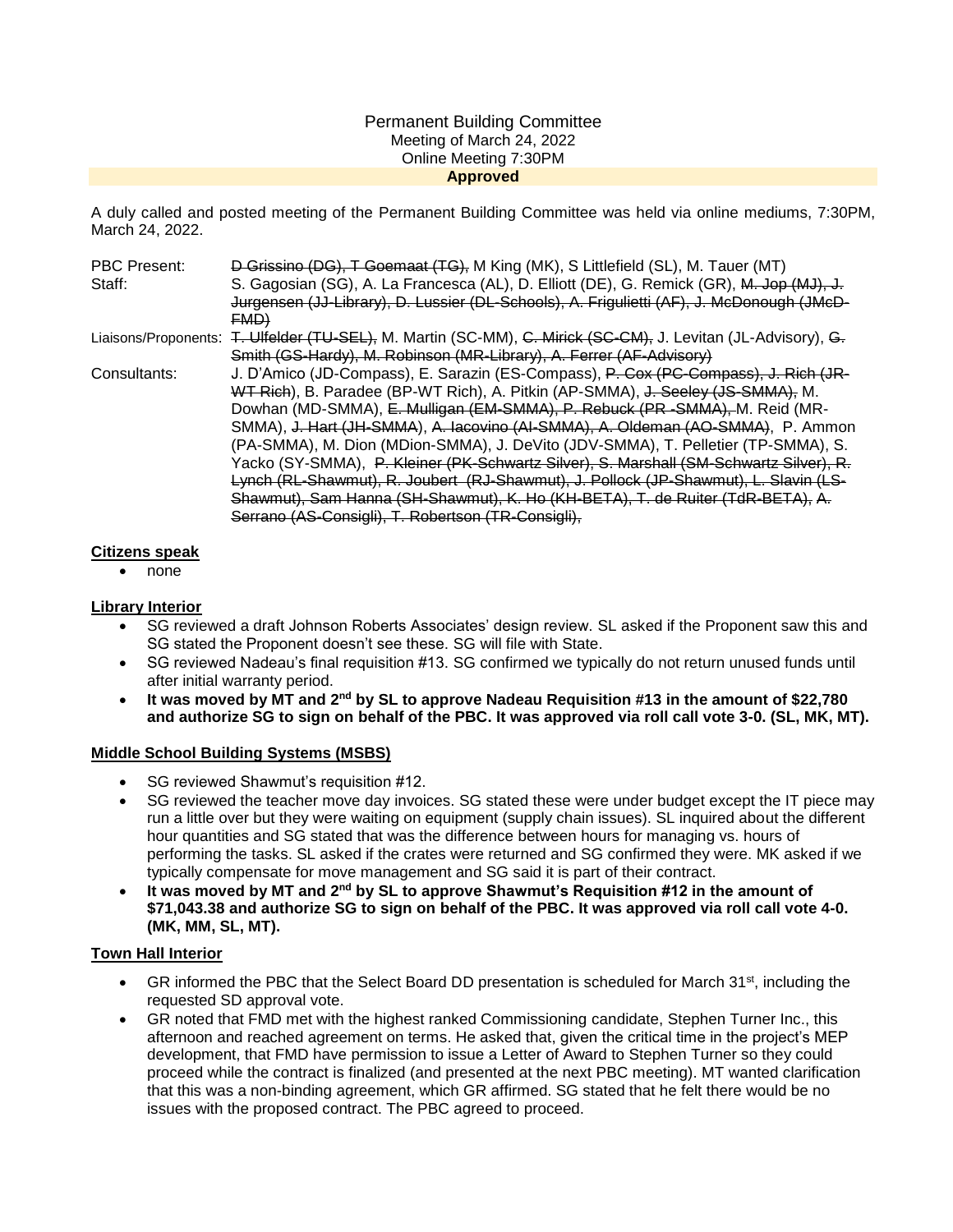Permanent Building Committee
Meeting of March 24, 2022
Online Meeting 7:30PM
**Approved**

A duly called and posted meeting of the Permanent Building Committee was held via online mediums, 7:30PM, March 24, 2022.

| | |
|---|---|
| PBC Present: | ~~D Grissino (DG), T Goemaat (TG),~~ M King (MK), S Littlefield (SL), M. Tauer (MT) |
| Staff: | S. Gagosian (SG), A. La Francesca (AL), D. Elliott (DE), G. Remick (GR), ~~M. Jop (MJ), J. Jurgensen (JJ-Library), D. Lussier (DL-Schools), A. Frigulietti (AF), J. McDonough (JMcD-FMD)~~ |
| Liaisons/Proponents: | ~~T. Ulfelder (TU-SEL),~~ M. Martin (SC-MM), ~~C. Mirick (SC-CM),~~ J. Levitan (JL-Advisory), ~~G. Smith (GS-Hardy), M. Robinson (MR-Library), A. Ferrer (AF-Advisory)~~ |
| Consultants: | J. D'Amico (JD-Compass), E. Sarazin (ES-Compass), ~~P. Cox (PC-Compass), J. Rich (JR-WT Rich)~~, B. Paradee (BP-WT Rich), A. Pitkin (AP-SMMA), ~~J. Seeley (JS-SMMA),~~ M. Dowhan (MD-SMMA), ~~E. Mulligan (EM-SMMA), P. Rebuck (PR -SMMA),~~ M. Reid (MR-SMMA), ~~J. Hart (JH-SMMA)~~, ~~A. Iacovino (AI-SMMA), A. Oldeman (AO-SMMA)~~, P. Ammon (PA-SMMA), M. Dion (MDion-SMMA), J. DeVito (JDV-SMMA), T. Pelletier (TP-SMMA), S. Yacko (SY-SMMA), ~~P. Kleiner (PK-Schwartz Silver), S. Marshall (SM-Schwartz Silver), R. Lynch (RL-Shawmut), R. Joubert (RJ-Shawmut), J. Pollock (JP-Shawmut), L. Slavin (LS-Shawmut), Sam Hanna (SH-Shawmut), K. Ho (KH-BETA), T. de Ruiter (TdR-BETA), A. Serrano (AS-Consigli), T. Robertson (TR-Consigli),~~ |

## Citizens speak

- none

## Library Interior

- SG reviewed a draft Johnson Roberts Associates' design review. SL asked if the Proponent saw this and SG stated the Proponent doesn't see these. SG will file with State.
- SG reviewed Nadeau's final requisition #13. SG confirmed we typically do not return unused funds until after initial warranty period.
- **It was moved by MT and 2nd by SL to approve Nadeau Requisition #13 in the amount of $22,780 and authorize SG to sign on behalf of the PBC. It was approved via roll call vote 3-0. (SL, MK, MT).**

## Middle School Building Systems (MSBS)

- SG reviewed Shawmut's requisition #12.
- SG reviewed the teacher move day invoices. SG stated these were under budget except the IT piece may run a little over but they were waiting on equipment (supply chain issues). SL inquired about the different hour quantities and SG stated that was the difference between hours for managing vs. hours of performing the tasks. SL asked if the crates were returned and SG confirmed they were. MK asked if we typically compensate for move management and SG said it is part of their contract.
- **It was moved by MT and 2nd by SL to approve Shawmut's Requisition #12 in the amount of $71,043.38 and authorize SG to sign on behalf of the PBC. It was approved via roll call vote 4-0. (MK, MM, SL, MT).**

## Town Hall Interior

- GR informed the PBC that the Select Board DD presentation is scheduled for March 31st, including the requested SD approval vote.
- GR noted that FMD met with the highest ranked Commissioning candidate, Stephen Turner Inc., this afternoon and reached agreement on terms. He asked that, given the critical time in the project's MEP development, that FMD have permission to issue a Letter of Award to Stephen Turner so they could proceed while the contract is finalized (and presented at the next PBC meeting). MT wanted clarification that this was a non-binding agreement, which GR affirmed. SG stated that he felt there would be no issues with the proposed contract. The PBC agreed to proceed.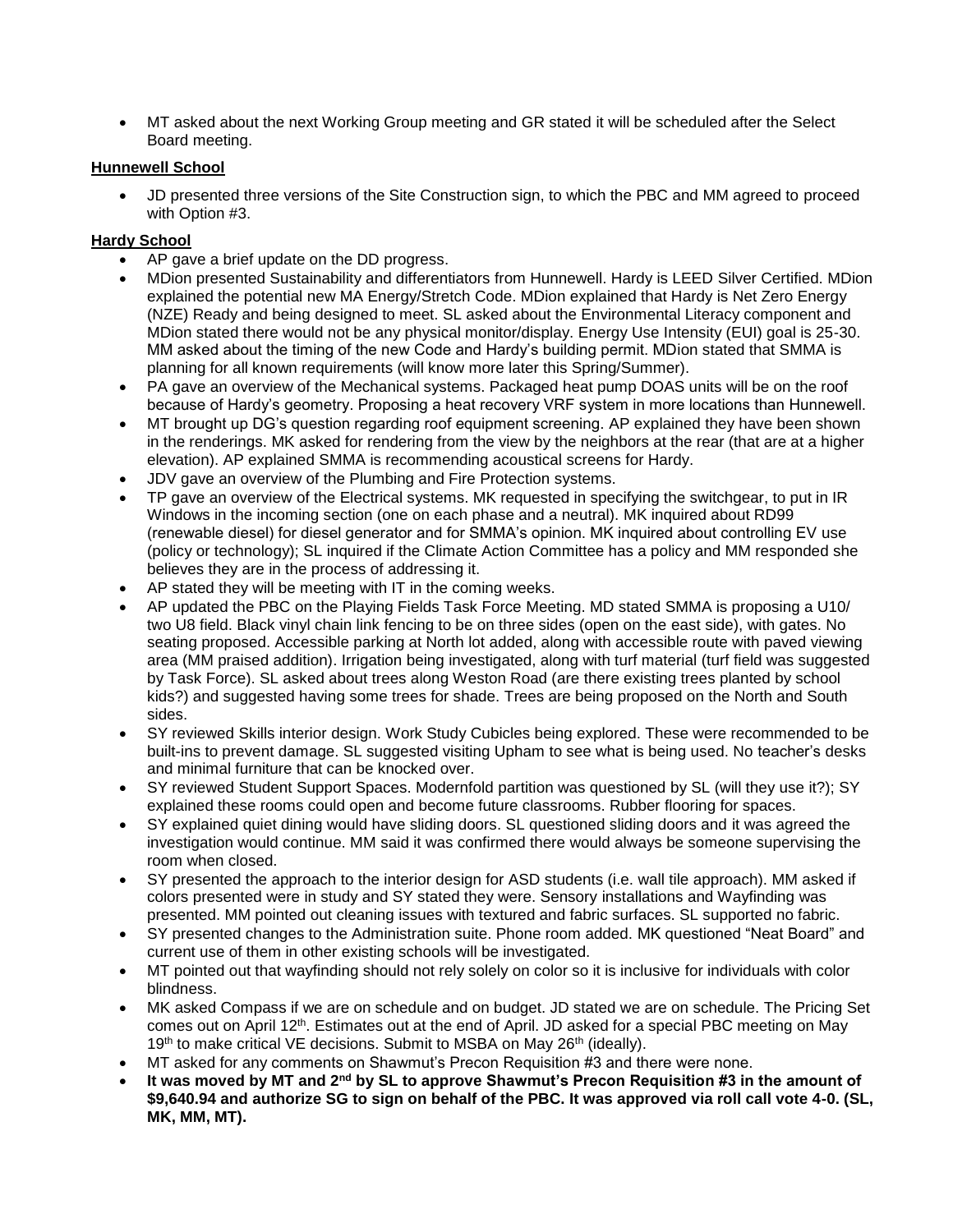- MT asked about the next Working Group meeting and GR stated it will be scheduled after the Select Board meeting.

**Hunnewell School**

- JD presented three versions of the Site Construction sign, to which the PBC and MM agreed to proceed with Option #3.

**Hardy School**

- AP gave a brief update on the DD progress.
- MDion presented Sustainability and differentiators from Hunnewell. Hardy is LEED Silver Certified. MDion explained the potential new MA Energy/Stretch Code. MDion explained that Hardy is Net Zero Energy (NZE) Ready and being designed to meet. SL asked about the Environmental Literacy component and MDion stated there would not be any physical monitor/display. Energy Use Intensity (EUI) goal is 25-30. MM asked about the timing of the new Code and Hardy's building permit. MDion stated that SMMA is planning for all known requirements (will know more later this Spring/Summer).
- PA gave an overview of the Mechanical systems. Packaged heat pump DOAS units will be on the roof because of Hardy's geometry. Proposing a heat recovery VRF system in more locations than Hunnewell.
- MT brought up DG's question regarding roof equipment screening. AP explained they have been shown in the renderings. MK asked for rendering from the view by the neighbors at the rear (that are at a higher elevation). AP explained SMMA is recommending acoustical screens for Hardy.
- JDV gave an overview of the Plumbing and Fire Protection systems.
- TP gave an overview of the Electrical systems. MK requested in specifying the switchgear, to put in IR Windows in the incoming section (one on each phase and a neutral). MK inquired about RD99 (renewable diesel) for diesel generator and for SMMA's opinion. MK inquired about controlling EV use (policy or technology); SL inquired if the Climate Action Committee has a policy and MM responded she believes they are in the process of addressing it.
- AP stated they will be meeting with IT in the coming weeks.
- AP updated the PBC on the Playing Fields Task Force Meeting. MD stated SMMA is proposing a U10/ two U8 field. Black vinyl chain link fencing to be on three sides (open on the east side), with gates. No seating proposed. Accessible parking at North lot added, along with accessible route with paved viewing area (MM praised addition). Irrigation being investigated, along with turf material (turf field was suggested by Task Force). SL asked about trees along Weston Road (are there existing trees planted by school kids?) and suggested having some trees for shade. Trees are being proposed on the North and South sides.
- SY reviewed Skills interior design. Work Study Cubicles being explored. These were recommended to be built-ins to prevent damage. SL suggested visiting Upham to see what is being used. No teacher's desks and minimal furniture that can be knocked over.
- SY reviewed Student Support Spaces. Modernfold partition was questioned by SL (will they use it?); SY explained these rooms could open and become future classrooms. Rubber flooring for spaces.
- SY explained quiet dining would have sliding doors. SL questioned sliding doors and it was agreed the investigation would continue. MM said it was confirmed there would always be someone supervising the room when closed.
- SY presented the approach to the interior design for ASD students (i.e. wall tile approach). MM asked if colors presented were in study and SY stated they were. Sensory installations and Wayfinding was presented. MM pointed out cleaning issues with textured and fabric surfaces. SL supported no fabric.
- SY presented changes to the Administration suite. Phone room added. MK questioned "Neat Board" and current use of them in other existing schools will be investigated.
- MT pointed out that wayfinding should not rely solely on color so it is inclusive for individuals with color blindness.
- MK asked Compass if we are on schedule and on budget. JD stated we are on schedule. The Pricing Set comes out on April 12th. Estimates out at the end of April. JD asked for a special PBC meeting on May 19th to make critical VE decisions. Submit to MSBA on May 26th (ideally).
- MT asked for any comments on Shawmut's Precon Requisition #3 and there were none.
- **It was moved by MT and 2nd by SL to approve Shawmut's Precon Requisition #3 in the amount of $9,640.94 and authorize SG to sign on behalf of the PBC. It was approved via roll call vote 4-0. (SL, MK, MM, MT).**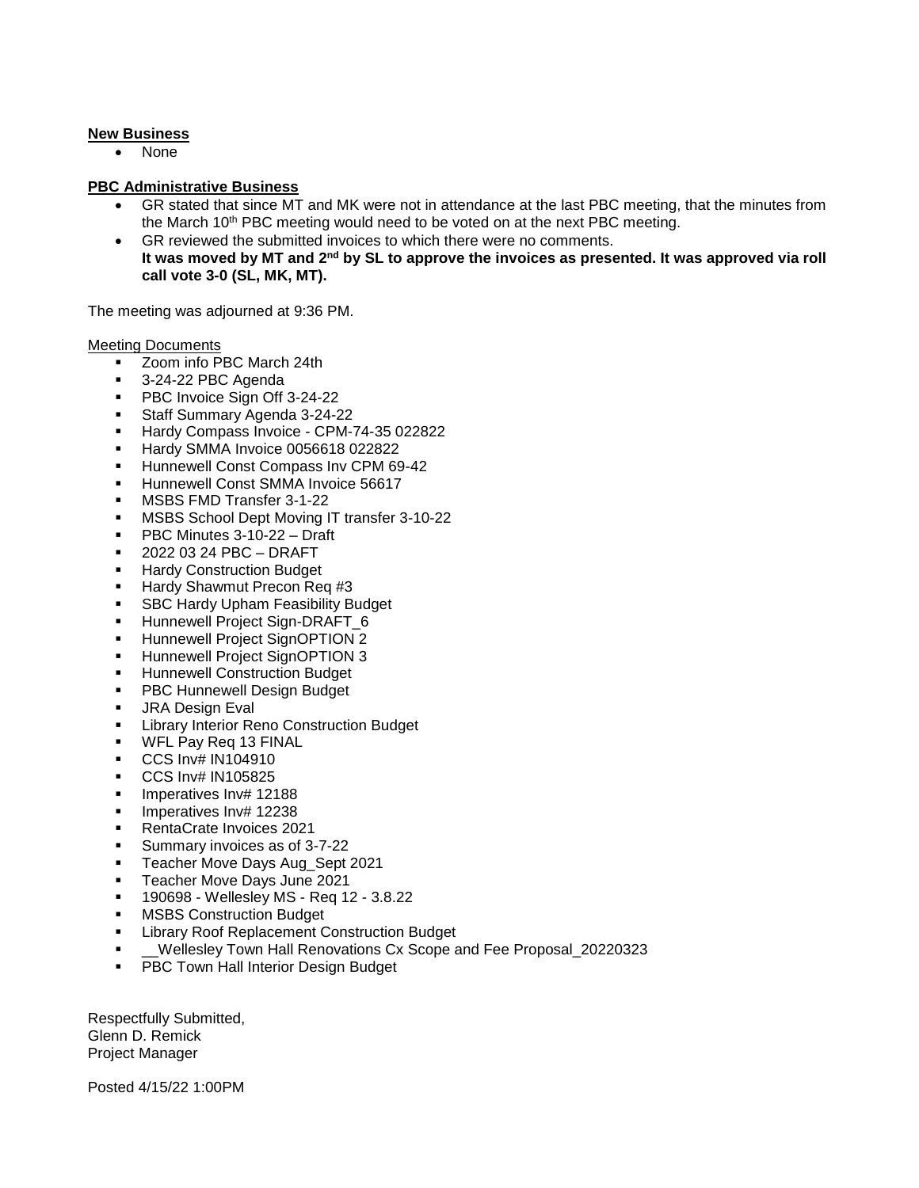**New Business**

- None

**PBC Administrative Business**

- GR stated that since MT and MK were not in attendance at the last PBC meeting, that the minutes from the March 10th PBC meeting would need to be voted on at the next PBC meeting.
- GR reviewed the submitted invoices to which there were no comments.
  **It was moved by MT and 2nd by SL to approve the invoices as presented. It was approved via roll call vote 3-0 (SL, MK, MT).**

The meeting was adjourned at 9:36 PM.

Meeting Documents

- Zoom info PBC March 24th
- 3-24-22 PBC Agenda
- PBC Invoice Sign Off 3-24-22
- Staff Summary Agenda 3-24-22
- Hardy Compass Invoice - CPM-74-35 022822
- Hardy SMMA Invoice 0056618 022822
- Hunnewell Const Compass Inv CPM 69-42
- Hunnewell Const SMMA Invoice 56617
- MSBS FMD Transfer 3-1-22
- MSBS School Dept Moving IT transfer 3-10-22
- PBC Minutes 3-10-22 – Draft
- 2022 03 24 PBC – DRAFT
- Hardy Construction Budget
- Hardy Shawmut Precon Req #3
- SBC Hardy Upham Feasibility Budget
- Hunnewell Project Sign-DRAFT_6
- Hunnewell Project SignOPTION 2
- Hunnewell Project SignOPTION 3
- Hunnewell Construction Budget
- PBC Hunnewell Design Budget
- JRA Design Eval
- Library Interior Reno Construction Budget
- WFL Pay Req 13 FINAL
- CCS Inv# IN104910
- CCS Inv# IN105825
- Imperatives Inv# 12188
- Imperatives Inv# 12238
- RentaCrate Invoices 2021
- Summary invoices as of 3-7-22
- Teacher Move Days Aug_Sept 2021
- Teacher Move Days June 2021
- 190698 - Wellesley MS - Req 12 - 3.8.22
- MSBS Construction Budget
- Library Roof Replacement Construction Budget
- __Wellesley Town Hall Renovations Cx Scope and Fee Proposal_20220323
- PBC Town Hall Interior Design Budget

Respectfully Submitted,
Glenn D. Remick
Project Manager

Posted 4/15/22 1:00PM